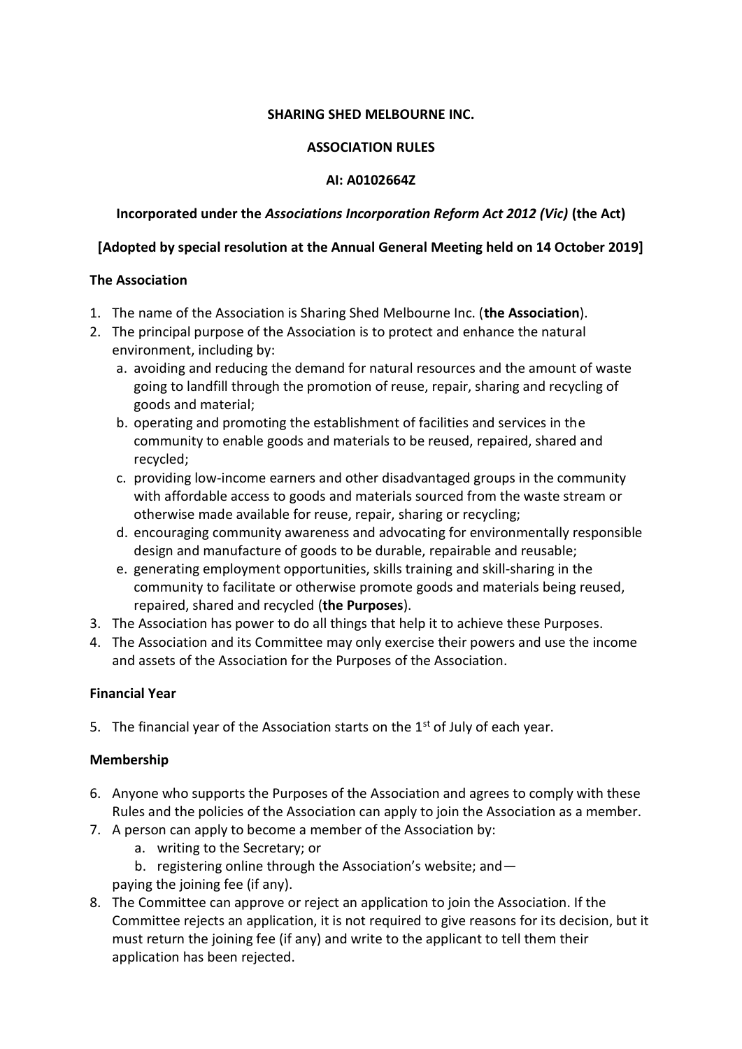**SHARING SHED MELBOURNE INC.**

**ASSOCIATION RULES**

**AI: A0102664Z**

**Incorporated under the *Associations Incorporation Reform Act 2012 (Vic)* (the Act)**

**[Adopted by special resolution at the Annual General Meeting held on 14 October 2019]**

## The Association

1. The name of the Association is Sharing Shed Melbourne Inc. (**the Association**).
2. The principal purpose of the Association is to protect and enhance the natural environment, including by:
   a. avoiding and reducing the demand for natural resources and the amount of waste going to landfill through the promotion of reuse, repair, sharing and recycling of goods and material;
   b. operating and promoting the establishment of facilities and services in the community to enable goods and materials to be reused, repaired, shared and recycled;
   c. providing low-income earners and other disadvantaged groups in the community with affordable access to goods and materials sourced from the waste stream or otherwise made available for reuse, repair, sharing or recycling;
   d. encouraging community awareness and advocating for environmentally responsible design and manufacture of goods to be durable, repairable and reusable;
   e. generating employment opportunities, skills training and skill-sharing in the community to facilitate or otherwise promote goods and materials being reused, repaired, shared and recycled (**the Purposes**).
3. The Association has power to do all things that help it to achieve these Purposes.
4. The Association and its Committee may only exercise their powers and use the income and assets of the Association for the Purposes of the Association.

## Financial Year

5. The financial year of the Association starts on the 1st of July of each year.

## Membership

6. Anyone who supports the Purposes of the Association and agrees to comply with these Rules and the policies of the Association can apply to join the Association as a member.
7. A person can apply to become a member of the Association by:
   a. writing to the Secretary; or
   b. registering online through the Association's website; and—

   paying the joining fee (if any).
8. The Committee can approve or reject an application to join the Association. If the Committee rejects an application, it is not required to give reasons for its decision, but it must return the joining fee (if any) and write to the applicant to tell them their application has been rejected.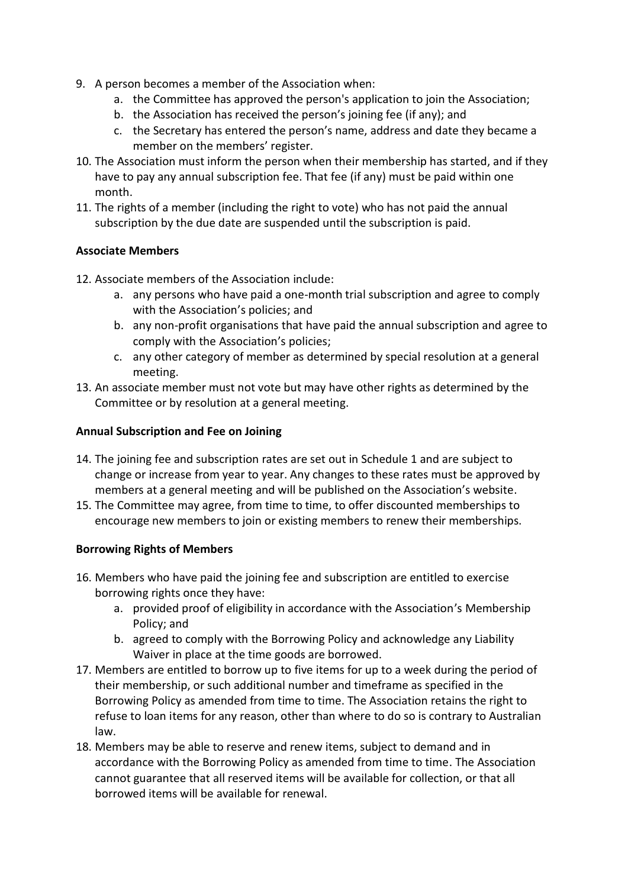9. A person becomes a member of the Association when:
    a. the Committee has approved the person's application to join the Association;
    b. the Association has received the person's joining fee (if any); and
    c. the Secretary has entered the person's name, address and date they became a member on the members' register.
10. The Association must inform the person when their membership has started, and if they have to pay any annual subscription fee. That fee (if any) must be paid within one month.
11. The rights of a member (including the right to vote) who has not paid the annual subscription by the due date are suspended until the subscription is paid.

**Associate Members**

12. Associate members of the Association include:
    a. any persons who have paid a one-month trial subscription and agree to comply with the Association's policies; and
    b. any non-profit organisations that have paid the annual subscription and agree to comply with the Association's policies;
    c. any other category of member as determined by special resolution at a general meeting.
13. An associate member must not vote but may have other rights as determined by the Committee or by resolution at a general meeting.

**Annual Subscription and Fee on Joining**

14. The joining fee and subscription rates are set out in Schedule 1 and are subject to change or increase from year to year. Any changes to these rates must be approved by members at a general meeting and will be published on the Association's website.
15. The Committee may agree, from time to time, to offer discounted memberships to encourage new members to join or existing members to renew their memberships.

**Borrowing Rights of Members**

16. Members who have paid the joining fee and subscription are entitled to exercise borrowing rights once they have:
    a. provided proof of eligibility in accordance with the Association's Membership Policy; and
    b. agreed to comply with the Borrowing Policy and acknowledge any Liability Waiver in place at the time goods are borrowed.
17. Members are entitled to borrow up to five items for up to a week during the period of their membership, or such additional number and timeframe as specified in the Borrowing Policy as amended from time to time. The Association retains the right to refuse to loan items for any reason, other than where to do so is contrary to Australian law.
18. Members may be able to reserve and renew items, subject to demand and in accordance with the Borrowing Policy as amended from time to time. The Association cannot guarantee that all reserved items will be available for collection, or that all borrowed items will be available for renewal.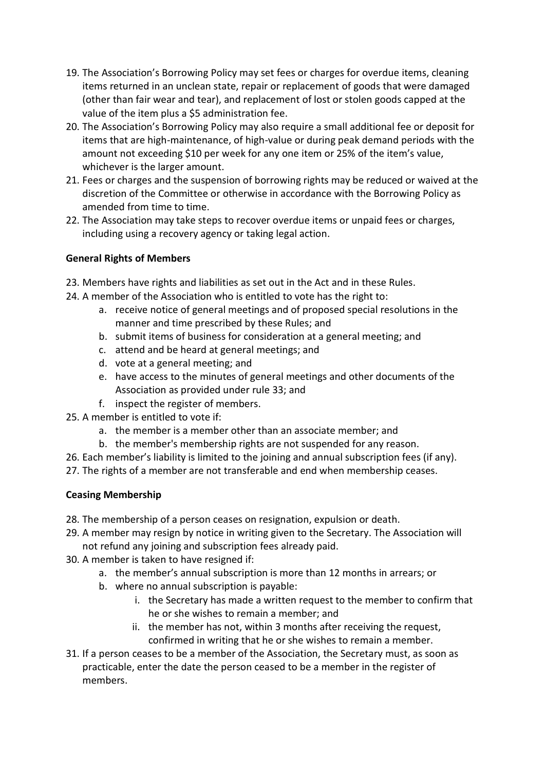19. The Association's Borrowing Policy may set fees or charges for overdue items, cleaning items returned in an unclean state, repair or replacement of goods that were damaged (other than fair wear and tear), and replacement of lost or stolen goods capped at the value of the item plus a $5 administration fee.
20. The Association's Borrowing Policy may also require a small additional fee or deposit for items that are high-maintenance, of high-value or during peak demand periods with the amount not exceeding $10 per week for any one item or 25% of the item's value, whichever is the larger amount.
21. Fees or charges and the suspension of borrowing rights may be reduced or waived at the discretion of the Committee or otherwise in accordance with the Borrowing Policy as amended from time to time.
22. The Association may take steps to recover overdue items or unpaid fees or charges, including using a recovery agency or taking legal action.

**General Rights of Members**

23. Members have rights and liabilities as set out in the Act and in these Rules.
24. A member of the Association who is entitled to vote has the right to:
    a. receive notice of general meetings and of proposed special resolutions in the manner and time prescribed by these Rules; and
    b. submit items of business for consideration at a general meeting; and
    c. attend and be heard at general meetings; and
    d. vote at a general meeting; and
    e. have access to the minutes of general meetings and other documents of the Association as provided under rule 33; and
    f. inspect the register of members.
25. A member is entitled to vote if:
    a. the member is a member other than an associate member; and
    b. the member's membership rights are not suspended for any reason.
26. Each member's liability is limited to the joining and annual subscription fees (if any).
27. The rights of a member are not transferable and end when membership ceases.

**Ceasing Membership**

28. The membership of a person ceases on resignation, expulsion or death.
29. A member may resign by notice in writing given to the Secretary. The Association will not refund any joining and subscription fees already paid.
30. A member is taken to have resigned if:
    a. the member's annual subscription is more than 12 months in arrears; or
    b. where no annual subscription is payable:
        i. the Secretary has made a written request to the member to confirm that he or she wishes to remain a member; and
        ii. the member has not, within 3 months after receiving the request, confirmed in writing that he or she wishes to remain a member.
31. If a person ceases to be a member of the Association, the Secretary must, as soon as practicable, enter the date the person ceased to be a member in the register of members.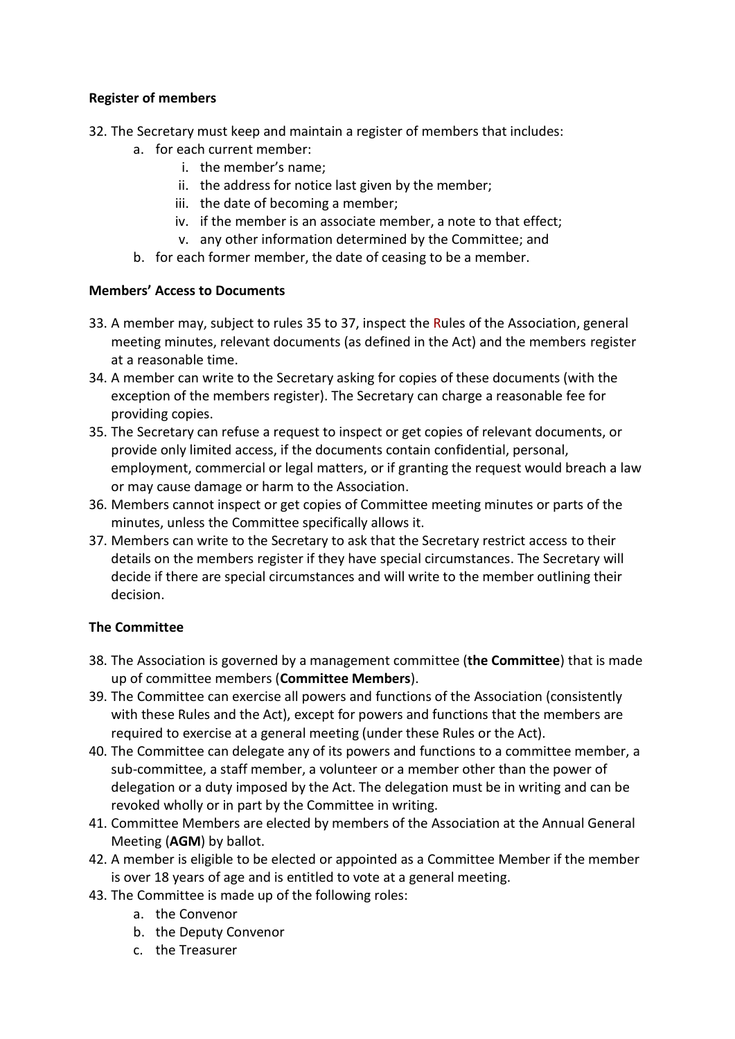**Register of members**

32. The Secretary must keep and maintain a register of members that includes:
    a. for each current member:
        i. the member's name;
        ii. the address for notice last given by the member;
        iii. the date of becoming a member;
        iv. if the member is an associate member, a note to that effect;
        v. any other information determined by the Committee; and
    b. for each former member, the date of ceasing to be a member.

**Members' Access to Documents**

33. A member may, subject to rules 35 to 37, inspect the Rules of the Association, general meeting minutes, relevant documents (as defined in the Act) and the members register at a reasonable time.
34. A member can write to the Secretary asking for copies of these documents (with the exception of the members register). The Secretary can charge a reasonable fee for providing copies.
35. The Secretary can refuse a request to inspect or get copies of relevant documents, or provide only limited access, if the documents contain confidential, personal, employment, commercial or legal matters, or if granting the request would breach a law or may cause damage or harm to the Association.
36. Members cannot inspect or get copies of Committee meeting minutes or parts of the minutes, unless the Committee specifically allows it.
37. Members can write to the Secretary to ask that the Secretary restrict access to their details on the members register if they have special circumstances. The Secretary will decide if there are special circumstances and will write to the member outlining their decision.

**The Committee**

38. The Association is governed by a management committee (**the Committee**) that is made up of committee members (**Committee Members**).
39. The Committee can exercise all powers and functions of the Association (consistently with these Rules and the Act), except for powers and functions that the members are required to exercise at a general meeting (under these Rules or the Act).
40. The Committee can delegate any of its powers and functions to a committee member, a sub-committee, a staff member, a volunteer or a member other than the power of delegation or a duty imposed by the Act. The delegation must be in writing and can be revoked wholly or in part by the Committee in writing.
41. Committee Members are elected by members of the Association at the Annual General Meeting (**AGM**) by ballot.
42. A member is eligible to be elected or appointed as a Committee Member if the member is over 18 years of age and is entitled to vote at a general meeting.
43. The Committee is made up of the following roles:
    a. the Convenor
    b. the Deputy Convenor
    c. the Treasurer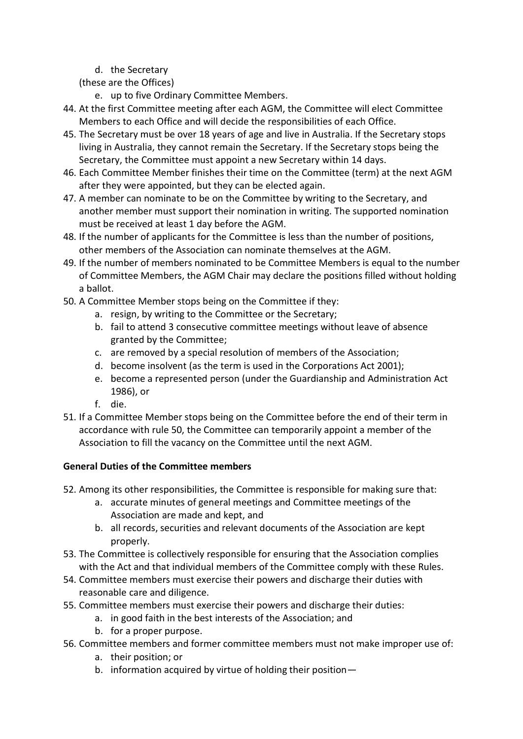d. the Secretary

(these are the Offices)

e. up to five Ordinary Committee Members.

44. At the first Committee meeting after each AGM, the Committee will elect Committee Members to each Office and will decide the responsibilities of each Office.
45. The Secretary must be over 18 years of age and live in Australia. If the Secretary stops living in Australia, they cannot remain the Secretary. If the Secretary stops being the Secretary, the Committee must appoint a new Secretary within 14 days.
46. Each Committee Member finishes their time on the Committee (term) at the next AGM after they were appointed, but they can be elected again.
47. A member can nominate to be on the Committee by writing to the Secretary, and another member must support their nomination in writing. The supported nomination must be received at least 1 day before the AGM.
48. If the number of applicants for the Committee is less than the number of positions, other members of the Association can nominate themselves at the AGM.
49. If the number of members nominated to be Committee Members is equal to the number of Committee Members, the AGM Chair may declare the positions filled without holding a ballot.
50. A Committee Member stops being on the Committee if they:
    a. resign, by writing to the Committee or the Secretary;
    b. fail to attend 3 consecutive committee meetings without leave of absence granted by the Committee;
    c. are removed by a special resolution of members of the Association;
    d. become insolvent (as the term is used in the Corporations Act 2001);
    e. become a represented person (under the Guardianship and Administration Act 1986), or
    f. die.
51. If a Committee Member stops being on the Committee before the end of their term in accordance with rule 50, the Committee can temporarily appoint a member of the Association to fill the vacancy on the Committee until the next AGM.

**General Duties of the Committee members**

52. Among its other responsibilities, the Committee is responsible for making sure that:
    a. accurate minutes of general meetings and Committee meetings of the Association are made and kept, and
    b. all records, securities and relevant documents of the Association are kept properly.
53. The Committee is collectively responsible for ensuring that the Association complies with the Act and that individual members of the Committee comply with these Rules.
54. Committee members must exercise their powers and discharge their duties with reasonable care and diligence.
55. Committee members must exercise their powers and discharge their duties:
    a. in good faith in the best interests of the Association; and
    b. for a proper purpose.
56. Committee members and former committee members must not make improper use of:
    a. their position; or
    b. information acquired by virtue of holding their position—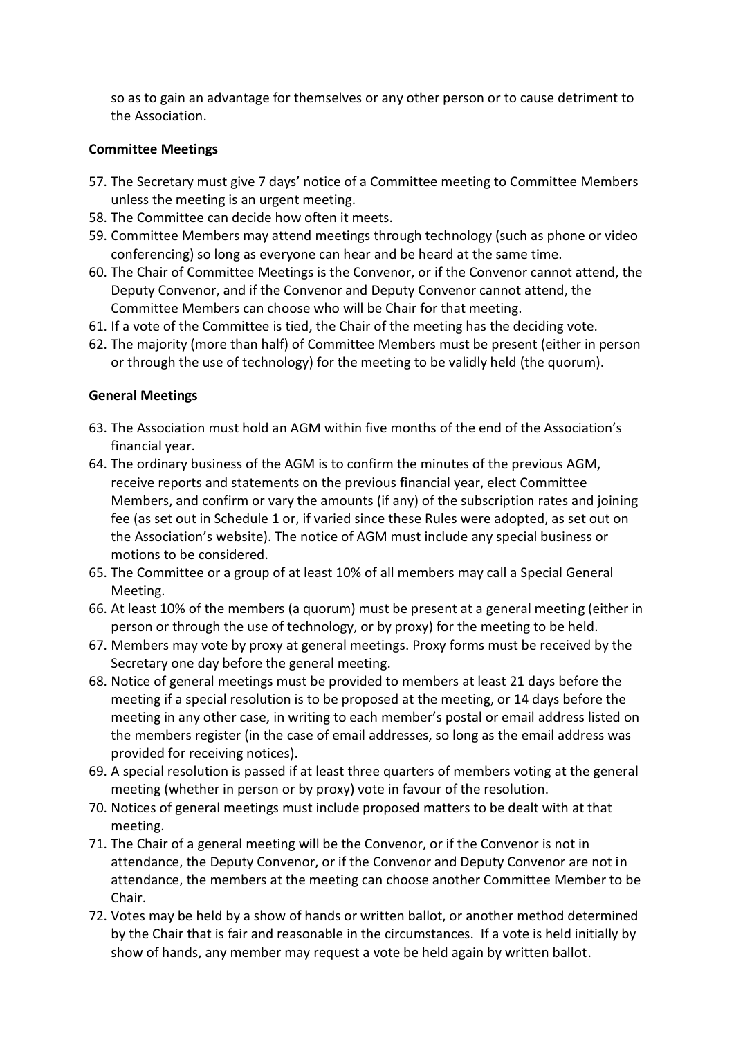so as to gain an advantage for themselves or any other person or to cause detriment to the Association.

**Committee Meetings**

57. The Secretary must give 7 days' notice of a Committee meeting to Committee Members unless the meeting is an urgent meeting.
58. The Committee can decide how often it meets.
59. Committee Members may attend meetings through technology (such as phone or video conferencing) so long as everyone can hear and be heard at the same time.
60. The Chair of Committee Meetings is the Convenor, or if the Convenor cannot attend, the Deputy Convenor, and if the Convenor and Deputy Convenor cannot attend, the Committee Members can choose who will be Chair for that meeting.
61. If a vote of the Committee is tied, the Chair of the meeting has the deciding vote.
62. The majority (more than half) of Committee Members must be present (either in person or through the use of technology) for the meeting to be validly held (the quorum).

**General Meetings**

63. The Association must hold an AGM within five months of the end of the Association's financial year.
64. The ordinary business of the AGM is to confirm the minutes of the previous AGM, receive reports and statements on the previous financial year, elect Committee Members, and confirm or vary the amounts (if any) of the subscription rates and joining fee (as set out in Schedule 1 or, if varied since these Rules were adopted, as set out on the Association's website). The notice of AGM must include any special business or motions to be considered.
65. The Committee or a group of at least 10% of all members may call a Special General Meeting.
66. At least 10% of the members (a quorum) must be present at a general meeting (either in person or through the use of technology, or by proxy) for the meeting to be held.
67. Members may vote by proxy at general meetings. Proxy forms must be received by the Secretary one day before the general meeting.
68. Notice of general meetings must be provided to members at least 21 days before the meeting if a special resolution is to be proposed at the meeting, or 14 days before the meeting in any other case, in writing to each member's postal or email address listed on the members register (in the case of email addresses, so long as the email address was provided for receiving notices).
69. A special resolution is passed if at least three quarters of members voting at the general meeting (whether in person or by proxy) vote in favour of the resolution.
70. Notices of general meetings must include proposed matters to be dealt with at that meeting.
71. The Chair of a general meeting will be the Convenor, or if the Convenor is not in attendance, the Deputy Convenor, or if the Convenor and Deputy Convenor are not in attendance, the members at the meeting can choose another Committee Member to be Chair.
72. Votes may be held by a show of hands or written ballot, or another method determined by the Chair that is fair and reasonable in the circumstances. If a vote is held initially by show of hands, any member may request a vote be held again by written ballot.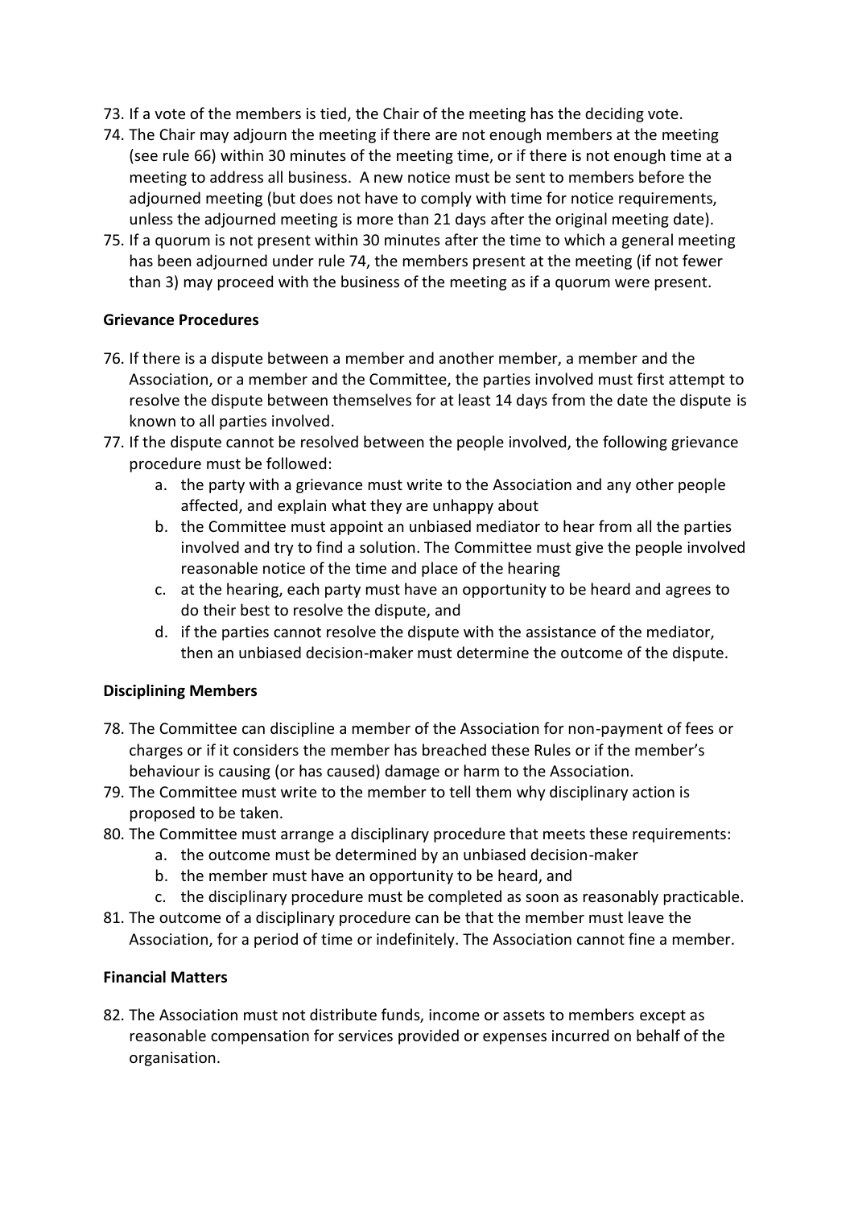73. If a vote of the members is tied, the Chair of the meeting has the deciding vote.
74. The Chair may adjourn the meeting if there are not enough members at the meeting (see rule 66) within 30 minutes of the meeting time, or if there is not enough time at a meeting to address all business. A new notice must be sent to members before the adjourned meeting (but does not have to comply with time for notice requirements, unless the adjourned meeting is more than 21 days after the original meeting date).
75. If a quorum is not present within 30 minutes after the time to which a general meeting has been adjourned under rule 74, the members present at the meeting (if not fewer than 3) may proceed with the business of the meeting as if a quorum were present.

**Grievance Procedures**

76. If there is a dispute between a member and another member, a member and the Association, or a member and the Committee, the parties involved must first attempt to resolve the dispute between themselves for at least 14 days from the date the dispute is known to all parties involved.
77. If the dispute cannot be resolved between the people involved, the following grievance procedure must be followed:
    a. the party with a grievance must write to the Association and any other people affected, and explain what they are unhappy about
    b. the Committee must appoint an unbiased mediator to hear from all the parties involved and try to find a solution. The Committee must give the people involved reasonable notice of the time and place of the hearing
    c. at the hearing, each party must have an opportunity to be heard and agrees to do their best to resolve the dispute, and
    d. if the parties cannot resolve the dispute with the assistance of the mediator, then an unbiased decision-maker must determine the outcome of the dispute.

**Disciplining Members**

78. The Committee can discipline a member of the Association for non-payment of fees or charges or if it considers the member has breached these Rules or if the member's behaviour is causing (or has caused) damage or harm to the Association.
79. The Committee must write to the member to tell them why disciplinary action is proposed to be taken.
80. The Committee must arrange a disciplinary procedure that meets these requirements:
    a. the outcome must be determined by an unbiased decision-maker
    b. the member must have an opportunity to be heard, and
    c. the disciplinary procedure must be completed as soon as reasonably practicable.
81. The outcome of a disciplinary procedure can be that the member must leave the Association, for a period of time or indefinitely. The Association cannot fine a member.

**Financial Matters**

82. The Association must not distribute funds, income or assets to members except as reasonable compensation for services provided or expenses incurred on behalf of the organisation.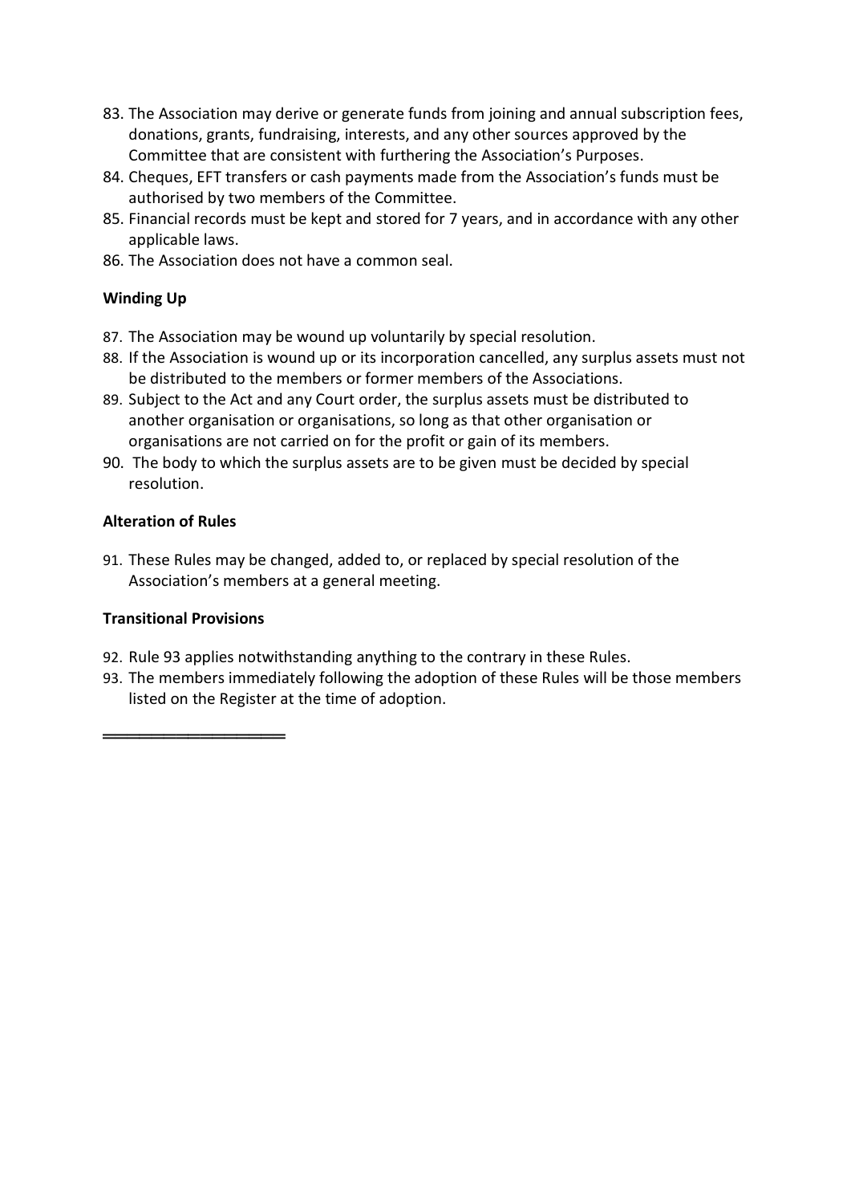83. The Association may derive or generate funds from joining and annual subscription fees, donations, grants, fundraising, interests, and any other sources approved by the Committee that are consistent with furthering the Association's Purposes.
84. Cheques, EFT transfers or cash payments made from the Association's funds must be authorised by two members of the Committee.
85. Financial records must be kept and stored for 7 years, and in accordance with any other applicable laws.
86. The Association does not have a common seal.

**Winding Up**

87. The Association may be wound up voluntarily by special resolution.
88. If the Association is wound up or its incorporation cancelled, any surplus assets must not be distributed to the members or former members of the Associations.
89. Subject to the Act and any Court order, the surplus assets must be distributed to another organisation or organisations, so long as that other organisation or organisations are not carried on for the profit or gain of its members.
90. The body to which the surplus assets are to be given must be decided by special resolution.

**Alteration of Rules**

91. These Rules may be changed, added to, or replaced by special resolution of the Association's members at a general meeting.

**Transitional Provisions**

92. Rule 93 applies notwithstanding anything to the contrary in these Rules.
93. The members immediately following the adoption of these Rules will be those members listed on the Register at the time of adoption.

---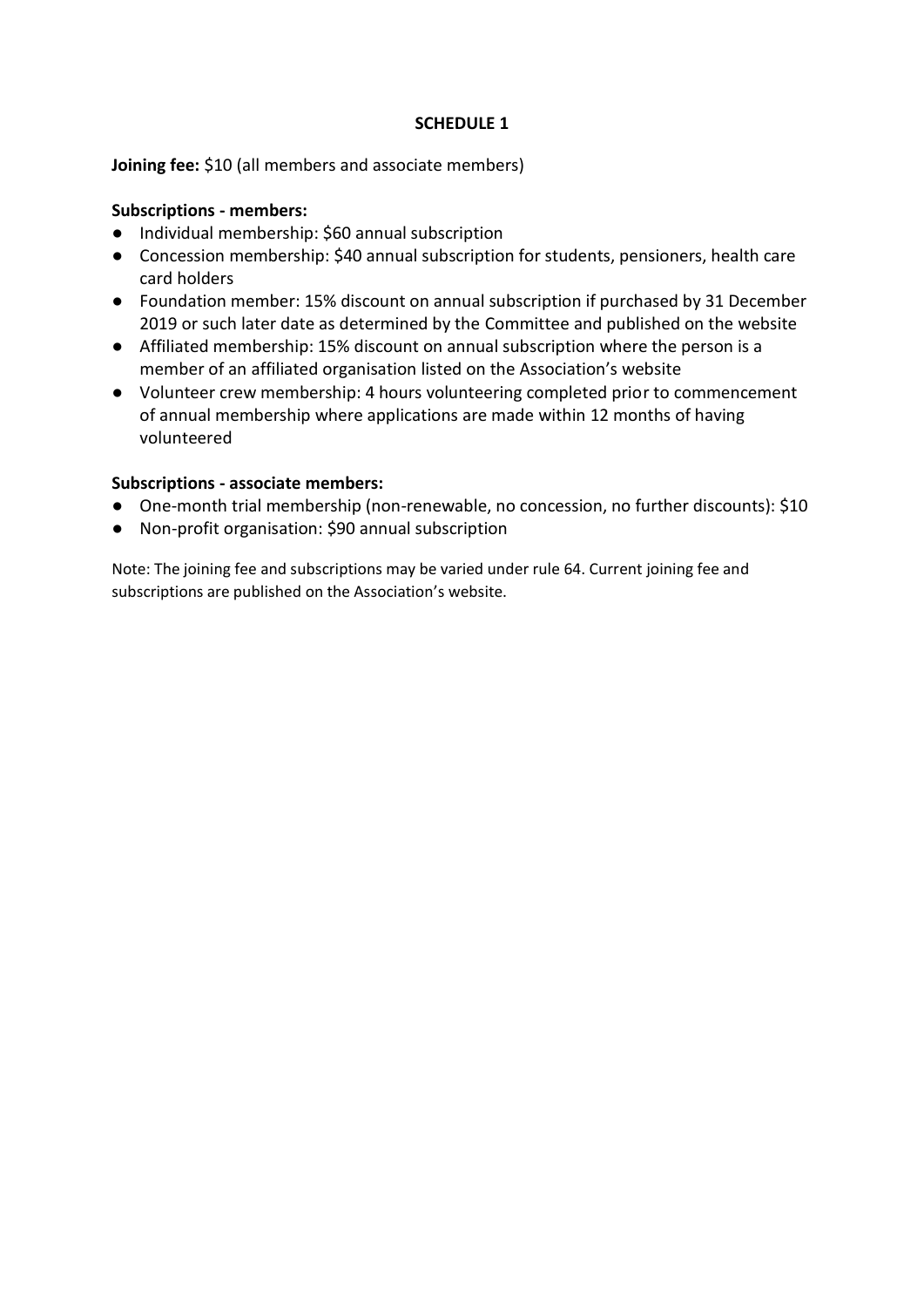## SCHEDULE 1

**Joining fee:** $10 (all members and associate members)

**Subscriptions - members:**

- Individual membership: $60 annual subscription
- Concession membership: $40 annual subscription for students, pensioners, health care card holders
- Foundation member: 15% discount on annual subscription if purchased by 31 December 2019 or such later date as determined by the Committee and published on the website
- Affiliated membership: 15% discount on annual subscription where the person is a member of an affiliated organisation listed on the Association's website
- Volunteer crew membership: 4 hours volunteering completed prior to commencement of annual membership where applications are made within 12 months of having volunteered

**Subscriptions - associate members:**

- One-month trial membership (non-renewable, no concession, no further discounts): $10
- Non-profit organisation: $90 annual subscription

Note: The joining fee and subscriptions may be varied under rule 64. Current joining fee and subscriptions are published on the Association's website.